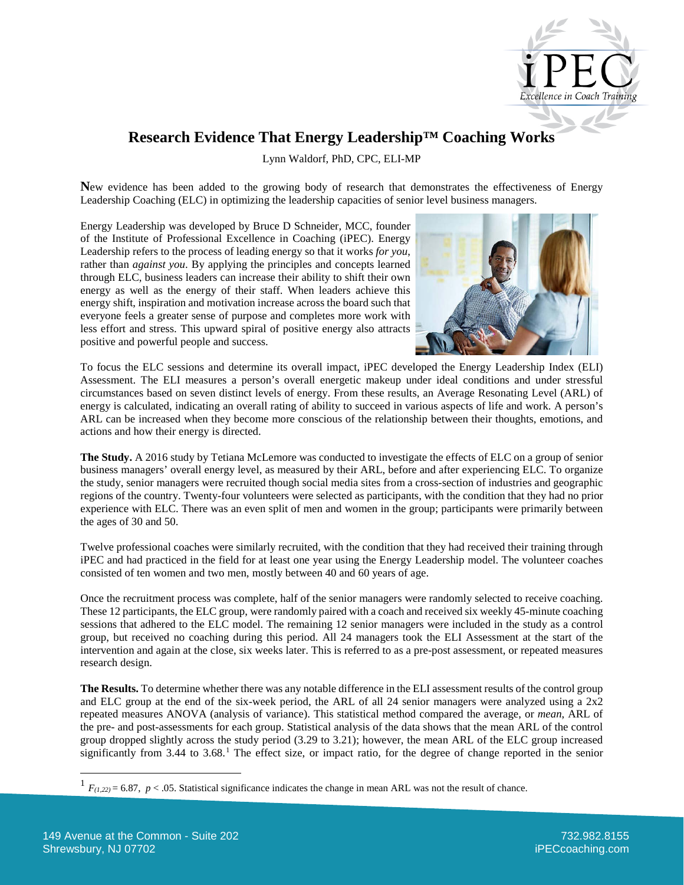# Research Evidence That Energy Leadership™ Coaching Works

Lynn Waldorf, PhD, CPC, ELI-MP

**N**ew evidence has been added to the growing body of research that demonstrates the effectiveness of Energy Leadership Coaching (ELC) in optimizing the leadership capacities of senior level business managers.

Energy Leadership was developed by Bruce D Schneider, MCC, founder of the Institute of Professional Excellence in Coaching (iPEC). Energy Leadership refers to the process of leading energy so that it works *for you*, rather than *against you*. By applying the principles and concepts learned through ELC, business leaders can increase their ability to shift their own energy as well as the energy of their staff. When leaders achieve this energy shift, inspiration and motivation increase across the board such that everyone feels a greater sense of purpose and completes more work with less effort and stress. This upward spiral of positive energy also attracts positive and powerful people and success.

To focus the ELC sessions and determine its overall impact, iPEC developed the Energy Leadership Index (ELI) Assessment. The ELI measures a person's overall energetic makeup under ideal conditions and under stressful circumstances based on seven distinct levels of energy. From these results, an Average Resonating Level (ARL) of energy is calculated, indicating an overall rating of ability to succeed in various aspects of life and work. A person's ARL can be increased when they become more conscious of the relationship between their thoughts, emotions, and actions and how their energy is directed.

**The Study.** A 2016 study by Tetiana McLemore was conducted to investigate the effects of ELC on a group of senior business managers' overall energy level, as measured by their ARL, before and after experiencing ELC. To organize the study, senior managers were recruited though social media sites from a cross-section of industries and geographic regions of the country. Twenty-four volunteers were selected as participants, with the condition that they had no prior experience with ELC. There was an even split of men and women in the group; participants were primarily between the ages of 30 and 50.

Twelve professional coaches were similarly recruited, with the condition that they had received their training through iPEC and had practiced in the field for at least one year using the Energy Leadership model. The volunteer coaches consisted of ten women and two men, mostly between 40 and 60 years of age.

Once the recruitment process was complete, half of the senior managers were randomly selected to receive coaching. These 12 participants, the ELC group, were randomly paired with a coach and received six weekly 45-minute coaching sessions that adhered to the ELC model. The remaining 12 senior managers were included in the study as a control group, but received no coaching during this period. All 24 managers took the ELI Assessment at the start of the intervention and again at the close, six weeks later. This is referred to as a pre-post assessment, or repeated measures research design.

**The Results.** To determine whether there was any notable difference in the ELI assessment results of the control group and ELC group at the end of the six-week period, the ARL of all 24 senior managers were analyzed using a 2x2 repeated measures ANOVA (analysis of variance). This statistical method compared the average, or *mean*, ARL of the pre- and post-assessments for each group. Statistical analysis of the data shows that the mean ARL of the control group dropped slightly across the study period (3.29 to 3.21); however, the mean ARL of the ELC group increased significantly from 3.44 to 3.68.[1] The effect size, or impact ratio, for the degree of change reported in the senior

[1] $F_{(1,22)} = 6.87$, $p < .05$. Statistical significance indicates the change in mean ARL was not the result of chance.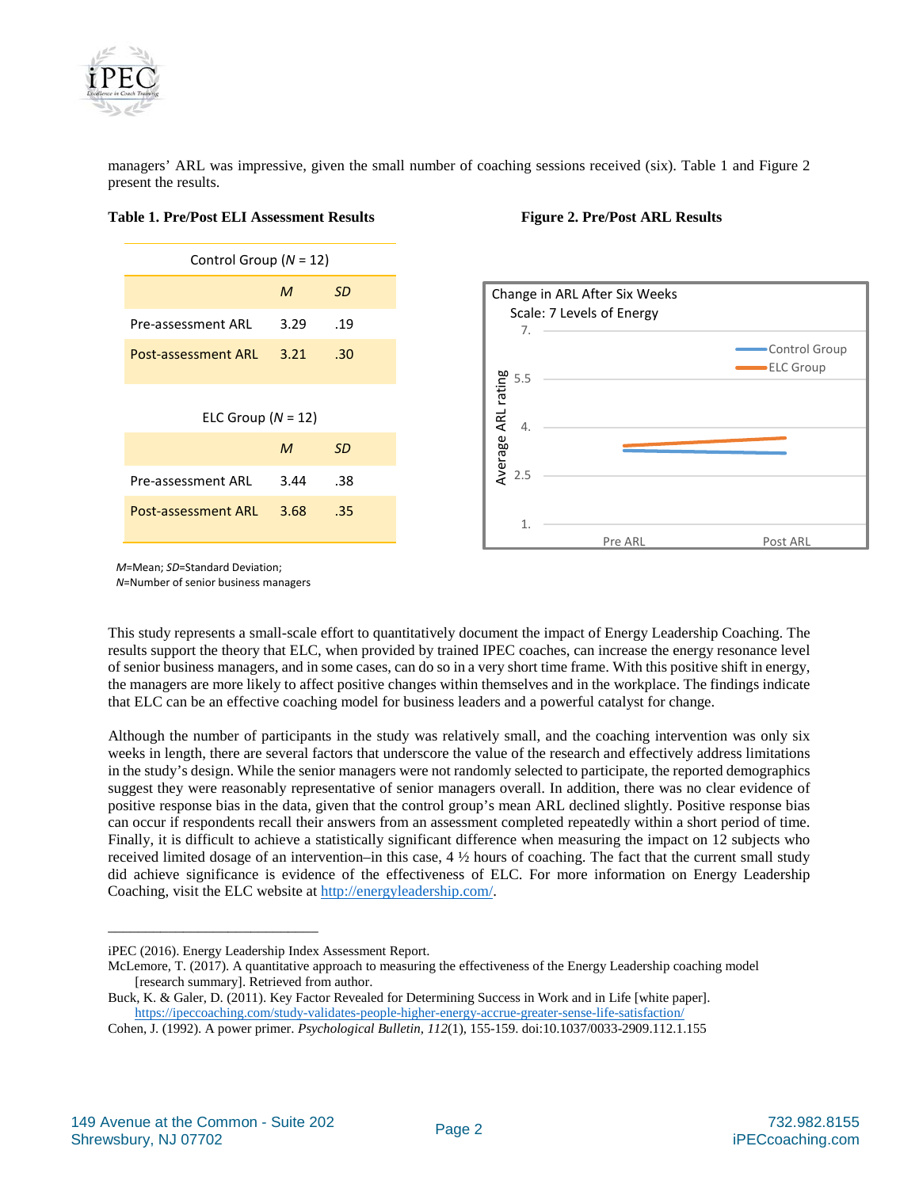managers' ARL was impressive, given the small number of coaching sessions received (six). Table 1 and Figure 2 present the results.

**Table 1. Pre/Post ELI Assessment Results**

| Control Group ($N$ = 12) | | |
|---|---|---|
| | *M* | *SD* |
| Pre-assessment ARL | 3.29 | .19 |
| Post-assessment ARL | 3.21 | .30 |
| **ELC Group ($N$ = 12)** | | |
| | *M* | *SD* |
| Pre-assessment ARL | 3.44 | .38 |
| Post-assessment ARL | 3.68 | .35 |

*M*=Mean; *SD*=Standard Deviation;
*N*=Number of senior business managers

**Figure 2. Pre/Post ARL Results**

Change in ARL After Six Weeks
Scale: 7 Levels of Energy
7.
5.5
4.
2.5
1.
Average ARL rating
Control Group
ELC Group
Pre ARL
Post ARL

This study represents a small-scale effort to quantitatively document the impact of Energy Leadership Coaching. The results support the theory that ELC, when provided by trained IPEC coaches, can increase the energy resonance level of senior business managers, and in some cases, can do so in a very short time frame. With this positive shift in energy, the managers are more likely to affect positive changes within themselves and in the workplace. The findings indicate that ELC can be an effective coaching model for business leaders and a powerful catalyst for change.

Although the number of participants in the study was relatively small, and the coaching intervention was only six weeks in length, there are several factors that underscore the value of the research and effectively address limitations in the study's design. While the senior managers were not randomly selected to participate, the reported demographics suggest they were reasonably representative of senior managers overall. In addition, there was no clear evidence of positive response bias in the data, given that the control group's mean ARL declined slightly. Positive response bias can occur if respondents recall their answers from an assessment completed repeatedly within a short period of time. Finally, it is difficult to achieve a statistically significant difference when measuring the impact on 12 subjects who received limited dosage of an intervention–in this case, 4 ½ hours of coaching. The fact that the current small study did achieve significance is evidence of the effectiveness of ELC. For more information on Energy Leadership Coaching, visit the ELC website at http://energyleadership.com/.

---

iPEC (2016). Energy Leadership Index Assessment Report.

McLemore, T. (2017). A quantitative approach to measuring the effectiveness of the Energy Leadership coaching model [research summary]. Retrieved from author.

Buck, K. & Galer, D. (2011). Key Factor Revealed for Determining Success in Work and in Life [white paper]. https://ipeccoaching.com/study-validates-people-higher-energy-accrue-greater-sense-life-satisfaction/

Cohen, J. (1992). A power primer. *Psychological Bulletin, 112*(1), 155-159. doi:10.1037/0033-2909.112.1.155